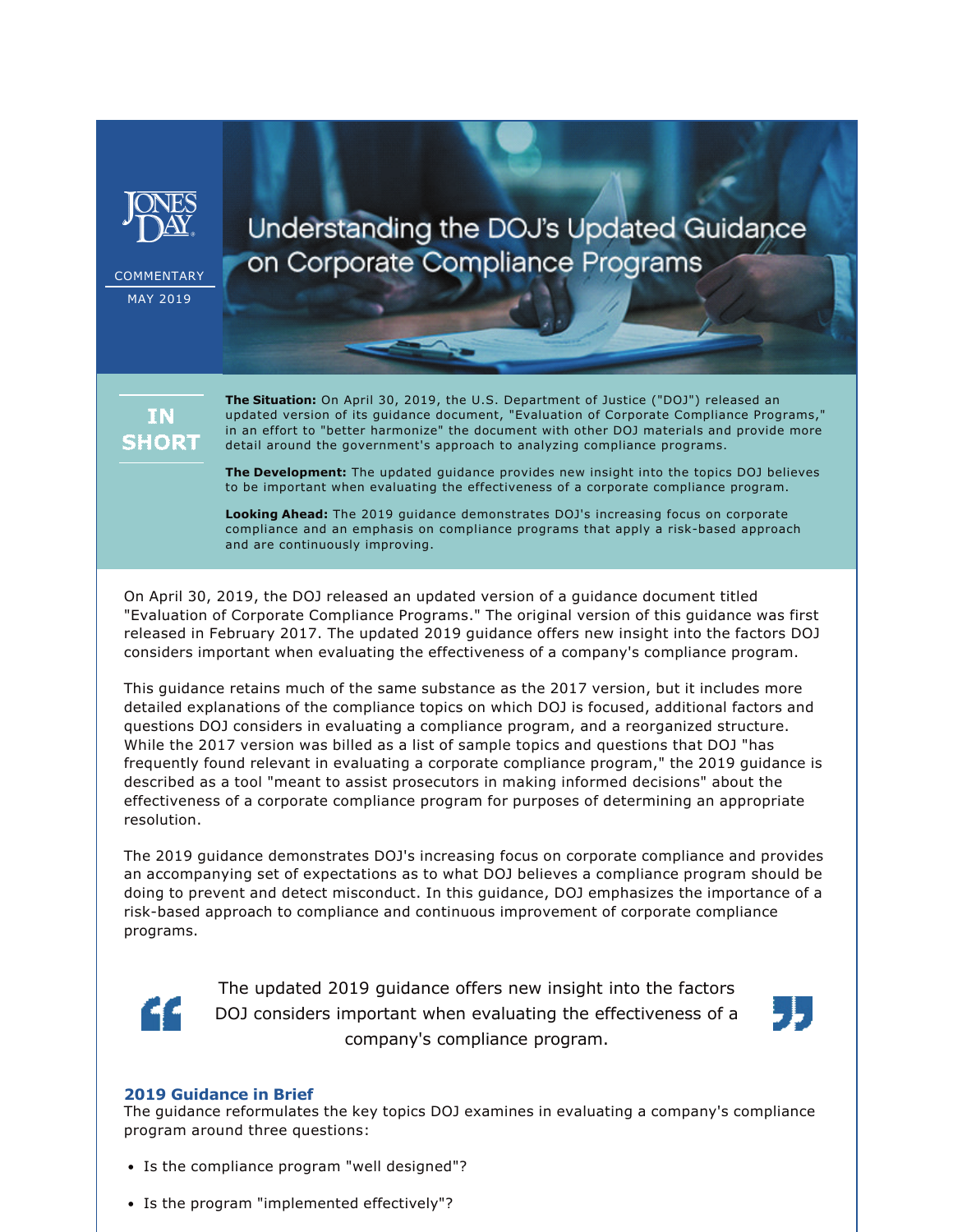JONES DAY

COMMENTARY

MAY 2019

# Understanding the DOJ's Updated Guidance on Corporate Compliance Programs

**IN SHORT**

**The Situation:** On April 30, 2019, the U.S. Department of Justice ("DOJ") released an updated version of its guidance document, "Evaluation of Corporate Compliance Programs," in an effort to "better harmonize" the document with other DOJ materials and provide more detail around the government's approach to analyzing compliance programs.

**The Development:** The updated guidance provides new insight into the topics DOJ believes to be important when evaluating the effectiveness of a corporate compliance program.

**Looking Ahead:** The 2019 guidance demonstrates DOJ's increasing focus on corporate compliance and an emphasis on compliance programs that apply a risk-based approach and are continuously improving.

On April 30, 2019, the DOJ released an updated version of a guidance document titled "Evaluation of Corporate Compliance Programs." The original version of this guidance was first released in February 2017. The updated 2019 guidance offers new insight into the factors DOJ considers important when evaluating the effectiveness of a company's compliance program.

This guidance retains much of the same substance as the 2017 version, but it includes more detailed explanations of the compliance topics on which DOJ is focused, additional factors and questions DOJ considers in evaluating a compliance program, and a reorganized structure. While the 2017 version was billed as a list of sample topics and questions that DOJ "has frequently found relevant in evaluating a corporate compliance program," the 2019 guidance is described as a tool "meant to assist prosecutors in making informed decisions" about the effectiveness of a corporate compliance program for purposes of determining an appropriate resolution.

The 2019 guidance demonstrates DOJ's increasing focus on corporate compliance and provides an accompanying set of expectations as to what DOJ believes a compliance program should be doing to prevent and detect misconduct. In this guidance, DOJ emphasizes the importance of a risk-based approach to compliance and continuous improvement of corporate compliance programs.

> The updated 2019 guidance offers new insight into the factors DOJ considers important when evaluating the effectiveness of a company's compliance program.

### 2019 Guidance in Brief

The guidance reformulates the key topics DOJ examines in evaluating a company's compliance program around three questions:

- Is the compliance program "well designed"?
- Is the program "implemented effectively"?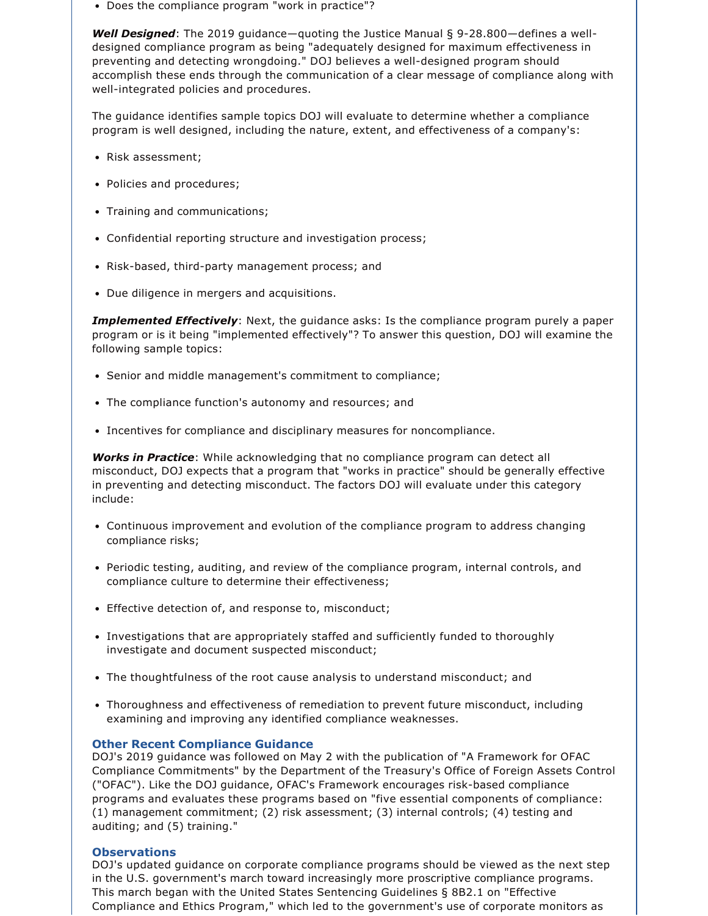- Does the compliance program "work in practice"?

***Well Designed***: The 2019 guidance—quoting the Justice Manual § 9-28.800—defines a well-designed compliance program as being "adequately designed for maximum effectiveness in preventing and detecting wrongdoing." DOJ believes a well-designed program should accomplish these ends through the communication of a clear message of compliance along with well-integrated policies and procedures.

The guidance identifies sample topics DOJ will evaluate to determine whether a compliance program is well designed, including the nature, extent, and effectiveness of a company's:

- Risk assessment;
- Policies and procedures;
- Training and communications;
- Confidential reporting structure and investigation process;
- Risk-based, third-party management process; and
- Due diligence in mergers and acquisitions.

***Implemented Effectively***: Next, the guidance asks: Is the compliance program purely a paper program or is it being "implemented effectively"? To answer this question, DOJ will examine the following sample topics:

- Senior and middle management's commitment to compliance;
- The compliance function's autonomy and resources; and
- Incentives for compliance and disciplinary measures for noncompliance.

***Works in Practice***: While acknowledging that no compliance program can detect all misconduct, DOJ expects that a program that "works in practice" should be generally effective in preventing and detecting misconduct. The factors DOJ will evaluate under this category include:

- Continuous improvement and evolution of the compliance program to address changing compliance risks;
- Periodic testing, auditing, and review of the compliance program, internal controls, and compliance culture to determine their effectiveness;
- Effective detection of, and response to, misconduct;
- Investigations that are appropriately staffed and sufficiently funded to thoroughly investigate and document suspected misconduct;
- The thoughtfulness of the root cause analysis to understand misconduct; and
- Thoroughness and effectiveness of remediation to prevent future misconduct, including examining and improving any identified compliance weaknesses.

### Other Recent Compliance Guidance

DOJ's 2019 guidance was followed on May 2 with the publication of "A Framework for OFAC Compliance Commitments" by the Department of the Treasury's Office of Foreign Assets Control ("OFAC"). Like the DOJ guidance, OFAC's Framework encourages risk-based compliance programs and evaluates these programs based on "five essential components of compliance: (1) management commitment; (2) risk assessment; (3) internal controls; (4) testing and auditing; and (5) training."

### Observations

DOJ's updated guidance on corporate compliance programs should be viewed as the next step in the U.S. government's march toward increasingly more proscriptive compliance programs. This march began with the United States Sentencing Guidelines § 8B2.1 on "Effective Compliance and Ethics Program," which led to the government's use of corporate monitors as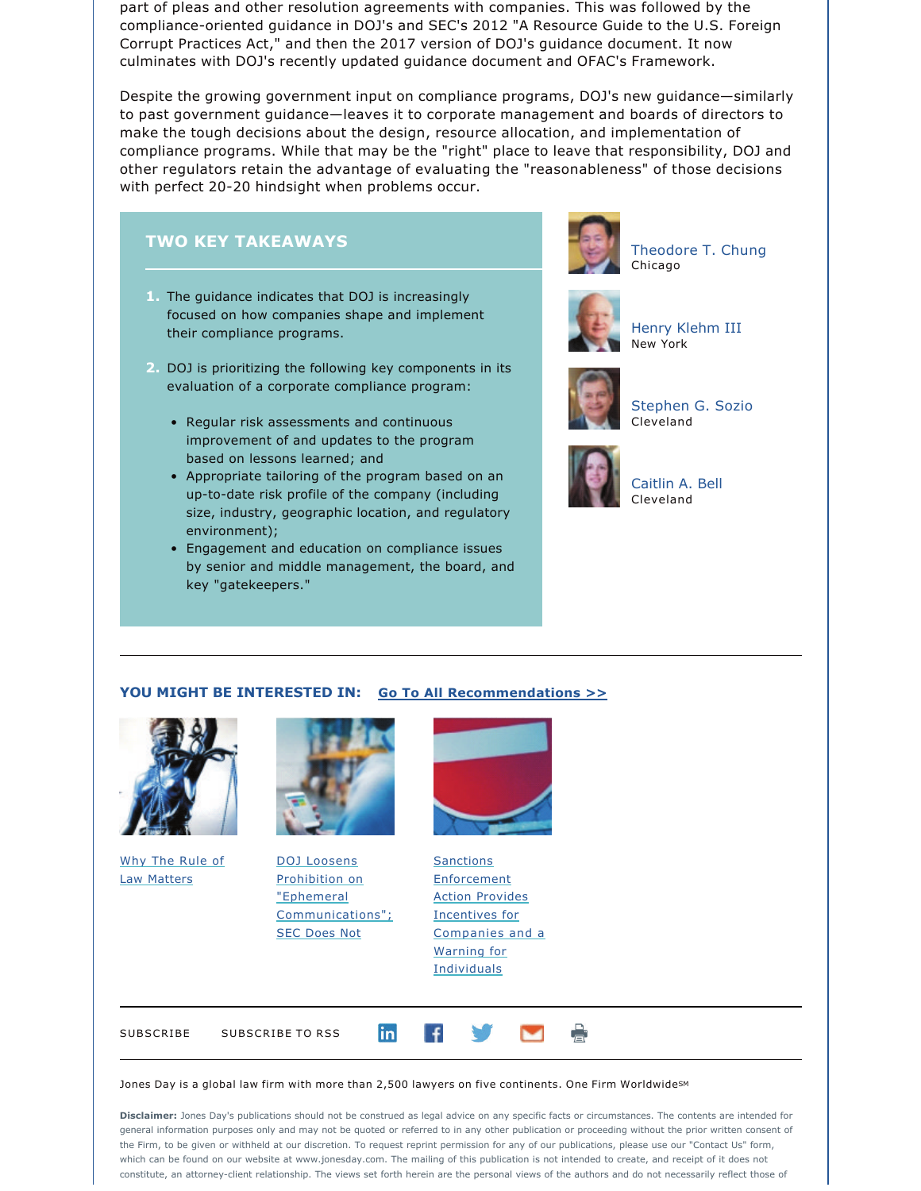part of pleas and other resolution agreements with companies. This was followed by the compliance-oriented guidance in DOJ's and SEC's 2012 "A Resource Guide to the U.S. Foreign Corrupt Practices Act," and then the 2017 version of DOJ's guidance document. It now culminates with DOJ's recently updated guidance document and OFAC's Framework.

Despite the growing government input on compliance programs, DOJ's new guidance—similarly to past government guidance—leaves it to corporate management and boards of directors to make the tough decisions about the design, resource allocation, and implementation of compliance programs. While that may be the "right" place to leave that responsibility, DOJ and other regulators retain the advantage of evaluating the "reasonableness" of those decisions with perfect 20-20 hindsight when problems occur.

## TWO KEY TAKEAWAYS

1. The guidance indicates that DOJ is increasingly focused on how companies shape and implement their compliance programs.
2. DOJ is prioritizing the following key components in its evaluation of a corporate compliance program:
   - Regular risk assessments and continuous improvement of and updates to the program based on lessons learned; and
   - Appropriate tailoring of the program based on an up-to-date risk profile of the company (including size, industry, geographic location, and regulatory environment);
   - Engagement and education on compliance issues by senior and middle management, the board, and key "gatekeepers."

Theodore T. Chung
Chicago

Henry Klehm III
New York

Stephen G. Sozio
Cleveland

Caitlin A. Bell
Cleveland

**YOU MIGHT BE INTERESTED IN:** Go To All Recommendations >>

Why The Rule of Law Matters

DOJ Loosens Prohibition on "Ephemeral Communications"; SEC Does Not

Sanctions Enforcement Action Provides Incentives for Companies and a Warning for Individuals

SUBSCRIBE SUBSCRIBE TO RSS

Jones Day is a global law firm with more than 2,500 lawyers on five continents. One Firm Worldwide℠

**Disclaimer:** Jones Day's publications should not be construed as legal advice on any specific facts or circumstances. The contents are intended for general information purposes only and may not be quoted or referred to in any other publication or proceeding without the prior written consent of the Firm, to be given or withheld at our discretion. To request reprint permission for any of our publications, please use our "Contact Us" form, which can be found on our website at www.jonesday.com. The mailing of this publication is not intended to create, and receipt of it does not constitute, an attorney-client relationship. The views set forth herein are the personal views of the authors and do not necessarily reflect those of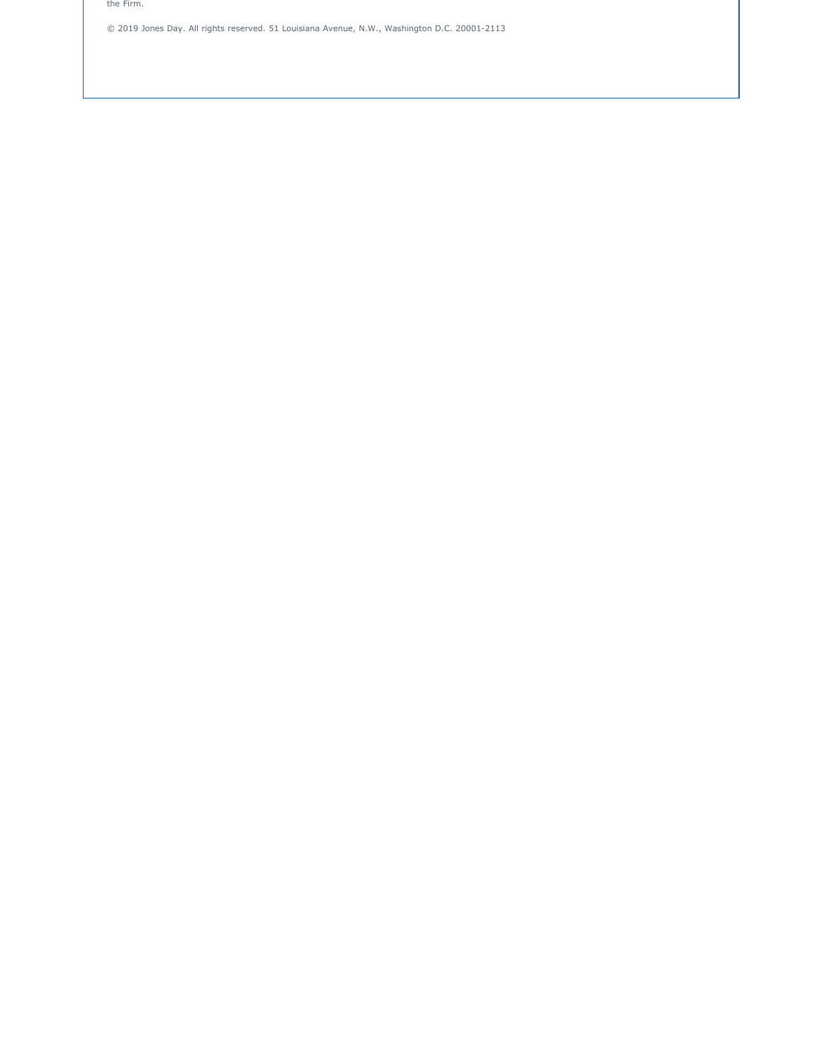the Firm.

© 2019 Jones Day. All rights reserved. 51 Louisiana Avenue, N.W., Washington D.C. 20001-2113